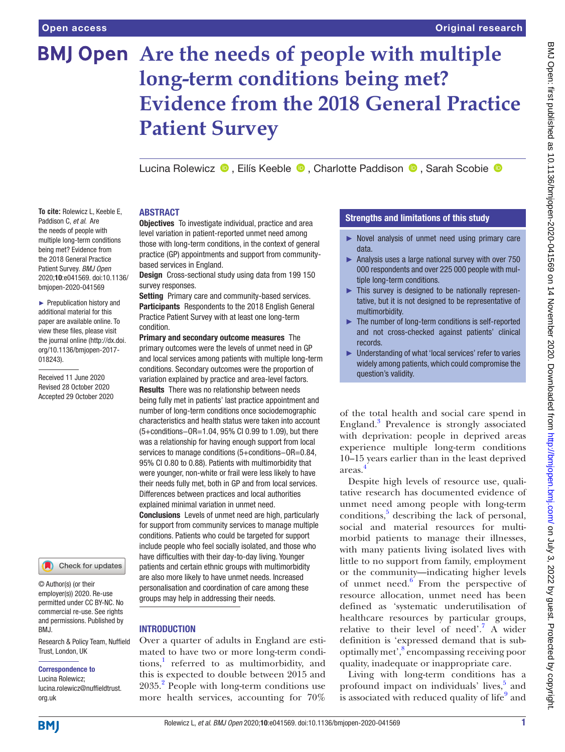Open access

Original research

# Are the needs of people with multiple long-term conditions being met? Evidence from the 2018 General Practice Patient Survey

Lucina Rolewicz, Eilís Keeble, Charlotte Paddison, Sarah Scobie

**To cite:** Rolewicz L, Keeble E, Paddison C, *et al*. Are the needs of people with multiple long-term conditions being met? Evidence from the 2018 General Practice Patient Survey. *BMJ Open* 2020;**10**:e041569. doi:10.1136/bmjopen-2020-041569

► Prepublication history and additional material for this paper are available online. To view these files, please visit the journal online (http://dx.doi.org/10.1136/bmjopen-2017-018243).

Received 11 June 2020
Revised 28 October 2020
Accepted 29 October 2020

© Author(s) (or their employer(s)) 2020. Re-use permitted under CC BY-NC. No commercial re-use. See rights and permissions. Published by BMJ.

Research & Policy Team, Nuffield Trust, London, UK

**Correspondence to**
Lucina Rolewicz;
lucina.rolewicz@nuffieldtrust.org.uk

## ABSTRACT

**Objectives** To investigate individual, practice and area level variation in patient-reported unmet need among those with long-term conditions, in the context of general practice (GP) appointments and support from community-based services in England.

**Design** Cross-sectional study using data from 199 150 survey responses.

**Setting** Primary care and community-based services.

**Participants** Respondents to the 2018 English General Practice Patient Survey with at least one long-term condition.

**Primary and secondary outcome measures** The primary outcomes were the levels of unmet need in GP and local services among patients with multiple long-term conditions. Secondary outcomes were the proportion of variation explained by practice and area-level factors.

**Results** There was no relationship between needs being fully met in patients' last practice appointment and number of long-term conditions once sociodemographic characteristics and health status were taken into account (5+conditions–OR=1.04, 95% CI 0.99 to 1.09), but there was a relationship for having enough support from local services to manage conditions (5+conditions–OR=0.84, 95% CI 0.80 to 0.88). Patients with multimorbidity that were younger, non-white or frail were less likely to have their needs fully met, both in GP and from local services. Differences between practices and local authorities explained minimal variation in unmet need.

**Conclusions** Levels of unmet need are high, particularly for support from community services to manage multiple conditions. Patients who could be targeted for support include people who feel socially isolated, and those who have difficulties with their day-to-day living. Younger patients and certain ethnic groups with multimorbidity are also more likely to have unmet needs. Increased personalisation and coordination of care among these groups may help in addressing their needs.

## Strengths and limitations of this study

► Novel analysis of unmet need using primary care data.

► Analysis uses a large national survey with over 750 000 respondents and over 225 000 people with multiple long-term conditions.

► This survey is designed to be nationally representative, but it is not designed to be representative of multimorbidity.

► The number of long-term conditions is self-reported and not cross-checked against patients' clinical records.

► Understanding of what 'local services' refer to varies widely among patients, which could compromise the question's validity.

## INTRODUCTION

Over a quarter of adults in England are estimated to have two or more long-term conditions,[1] referred to as multimorbidity, and this is expected to double between 2015 and 2035.[2] People with long-term conditions use more health services, accounting for 70% of the total health and social care spend in England.[3] Prevalence is strongly associated with deprivation: people in deprived areas experience multiple long-term conditions 10–15 years earlier than in the least deprived areas.[4]

Despite high levels of resource use, qualitative research has documented evidence of unmet need among people with long-term conditions,[5] describing the lack of personal, social and material resources for multimorbid patients to manage their illnesses, with many patients living isolated lives with little to no support from family, employment or the community—indicating higher levels of unmet need.[6] From the perspective of resource allocation, unmet need has been defined as 'systematic underutilisation of healthcare resources by particular groups, relative to their level of need'.[7] A wider definition is 'expressed demand that is sub-optimally met',[8] encompassing receiving poor quality, inadequate or inappropriate care.

Living with long-term conditions has a profound impact on individuals' lives,[5] and is associated with reduced quality of life[9] and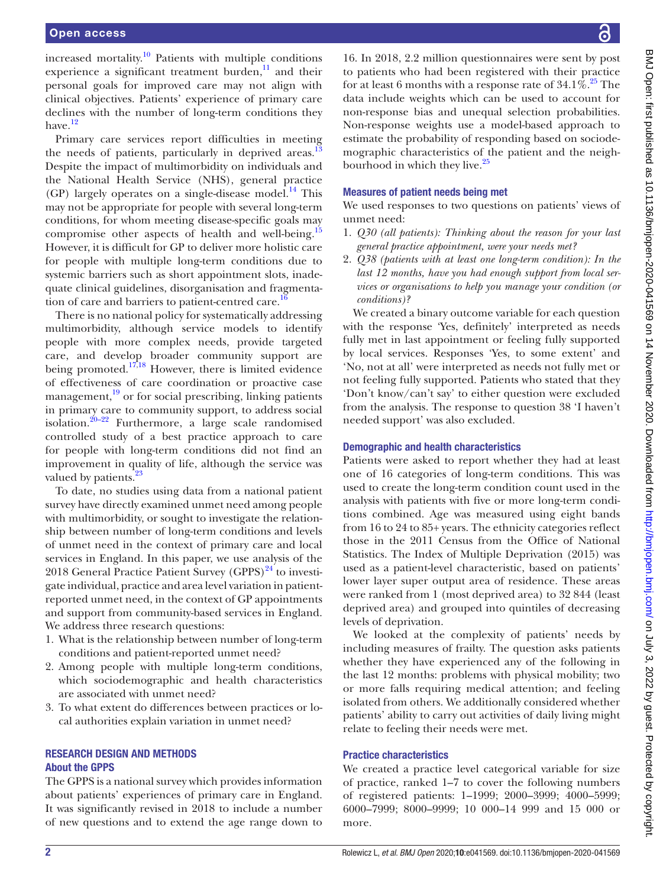increased mortality.[10] Patients with multiple conditions experience a significant treatment burden,[11] and their personal goals for improved care may not align with clinical objectives. Patients' experience of primary care declines with the number of long-term conditions they have.[12]

Primary care services report difficulties in meeting the needs of patients, particularly in deprived areas.[13] Despite the impact of multimorbidity on individuals and the National Health Service (NHS), general practice (GP) largely operates on a single-disease model.[14] This may not be appropriate for people with several long-term conditions, for whom meeting disease-specific goals may compromise other aspects of health and well-being.[15] However, it is difficult for GP to deliver more holistic care for people with multiple long-term conditions due to systemic barriers such as short appointment slots, inadequate clinical guidelines, disorganisation and fragmentation of care and barriers to patient-centred care.[16]

There is no national policy for systematically addressing multimorbidity, although service models to identify people with more complex needs, provide targeted care, and develop broader community support are being promoted.[17,18] However, there is limited evidence of effectiveness of care coordination or proactive case management,[19] or for social prescribing, linking patients in primary care to community support, to address social isolation.[20–22] Furthermore, a large scale randomised controlled study of a best practice approach to care for people with long-term conditions did not find an improvement in quality of life, although the service was valued by patients.[23]

To date, no studies using data from a national patient survey have directly examined unmet need among people with multimorbidity, or sought to investigate the relationship between number of long-term conditions and levels of unmet need in the context of primary care and local services in England. In this paper, we use analysis of the 2018 General Practice Patient Survey (GPPS)[24] to investigate individual, practice and area level variation in patient-reported unmet need, in the context of GP appointments and support from community-based services in England. We address three research questions:

1. What is the relationship between number of long-term conditions and patient-reported unmet need?
2. Among people with multiple long-term conditions, which sociodemographic and health characteristics are associated with unmet need?
3. To what extent do differences between practices or local authorities explain variation in unmet need?

## RESEARCH DESIGN AND METHODS

### About the GPPS

The GPPS is a national survey which provides information about patients' experiences of primary care in England. It was significantly revised in 2018 to include a number of new questions and to extend the age range down to 16. In 2018, 2.2 million questionnaires were sent by post to patients who had been registered with their practice for at least 6 months with a response rate of 34.1%.[25] The data include weights which can be used to account for non-response bias and unequal selection probabilities. Non-response weights use a model-based approach to estimate the probability of responding based on sociodemographic characteristics of the patient and the neighbourhood in which they live.[25]

### Measures of patient needs being met

We used responses to two questions on patients' views of unmet need:

1. *Q30 (all patients): Thinking about the reason for your last general practice appointment, were your needs met?*
2. *Q38 (patients with at least one long-term condition): In the last 12 months, have you had enough support from local services or organisations to help you manage your condition (or conditions)?*

We created a binary outcome variable for each question with the response 'Yes, definitely' interpreted as needs fully met in last appointment or feeling fully supported by local services. Responses 'Yes, to some extent' and 'No, not at all' were interpreted as needs not fully met or not feeling fully supported. Patients who stated that they 'Don't know/can't say' to either question were excluded from the analysis. The response to question 38 'I haven't needed support' was also excluded.

### Demographic and health characteristics

Patients were asked to report whether they had at least one of 16 categories of long-term conditions. This was used to create the long-term condition count used in the analysis with patients with five or more long-term conditions combined. Age was measured using eight bands from 16 to 24 to 85+ years. The ethnicity categories reflect those in the 2011 Census from the Office of National Statistics. The Index of Multiple Deprivation (2015) was used as a patient-level characteristic, based on patients' lower layer super output area of residence. These areas were ranked from 1 (most deprived area) to 32 844 (least deprived area) and grouped into quintiles of decreasing levels of deprivation.

We looked at the complexity of patients' needs by including measures of frailty. The question asks patients whether they have experienced any of the following in the last 12 months: problems with physical mobility; two or more falls requiring medical attention; and feeling isolated from others. We additionally considered whether patients' ability to carry out activities of daily living might relate to feeling their needs were met.

### Practice characteristics

We created a practice level categorical variable for size of practice, ranked 1–7 to cover the following numbers of registered patients: 1–1999; 2000–3999; 4000–5999; 6000–7999; 8000–9999; 10 000–14 999 and 15 000 or more.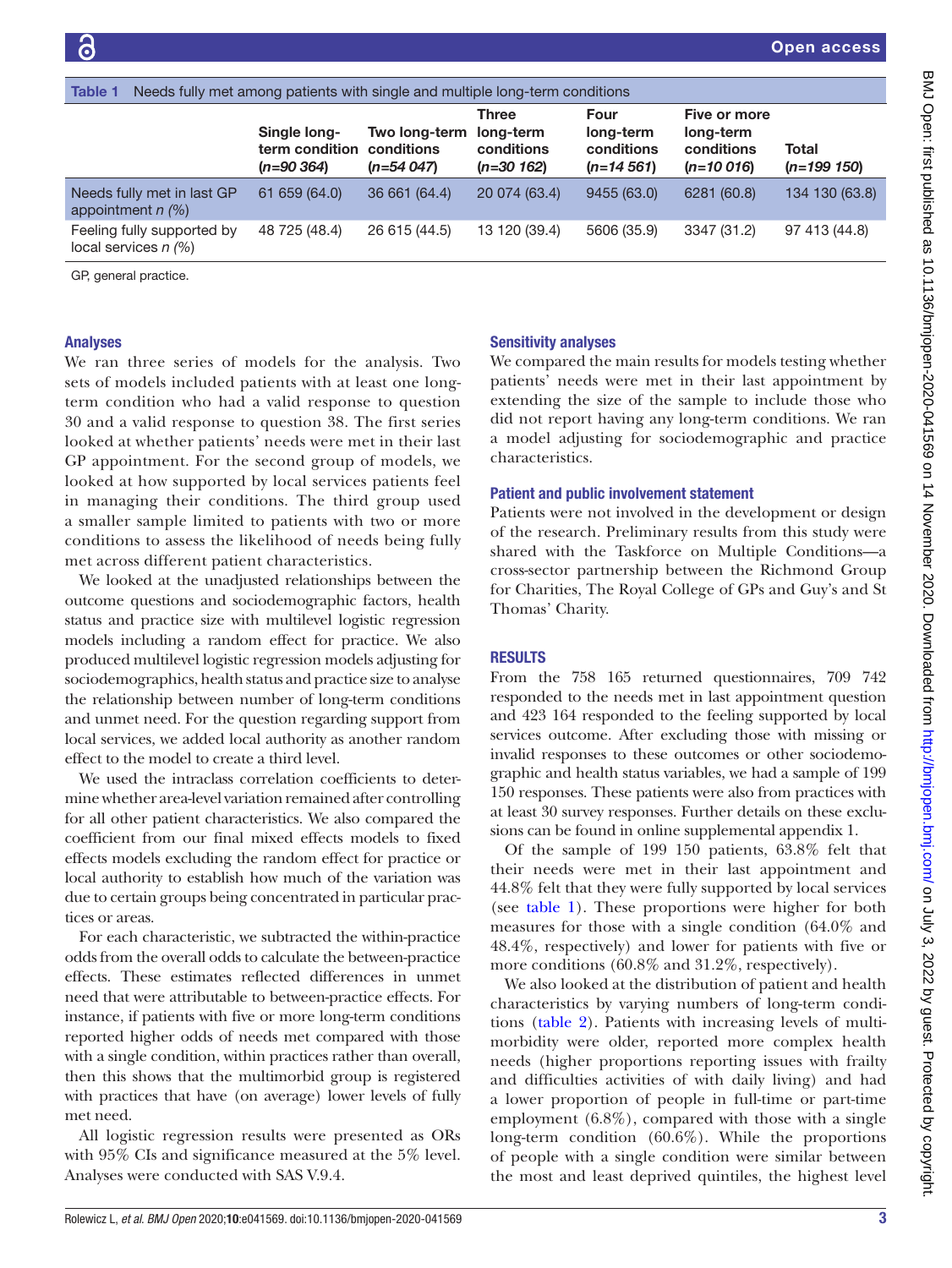Table 1 Needs fully met among patients with single and multiple long-term conditions

| | Single long-term condition (*n=90 364*) | Two long-term conditions (*n=54 047*) | Three long-term conditions (*n=30 162*) | Four long-term conditions (*n=14 561*) | Five or more long-term conditions (*n=10 016*) | Total (*n=199 150*) |
|---|---|---|---|---|---|---|
| Needs fully met in last GP appointment *n (%)* | 61 659 (64.0) | 36 661 (64.4) | 20 074 (63.4) | 9455 (63.0) | 6281 (60.8) | 134 130 (63.8) |
| Feeling fully supported by local services *n (%)* | 48 725 (48.4) | 26 615 (44.5) | 13 120 (39.4) | 5606 (35.9) | 3347 (31.2) | 97 413 (44.8) |

GP, general practice.

### Analyses

We ran three series of models for the analysis. Two sets of models included patients with at least one long-term condition who had a valid response to question 30 and a valid response to question 38. The first series looked at whether patients' needs were met in their last GP appointment. For the second group of models, we looked at how supported by local services patients feel in managing their conditions. The third group used a smaller sample limited to patients with two or more conditions to assess the likelihood of needs being fully met across different patient characteristics.

We looked at the unadjusted relationships between the outcome questions and sociodemographic factors, health status and practice size with multilevel logistic regression models including a random effect for practice. We also produced multilevel logistic regression models adjusting for sociodemographics, health status and practice size to analyse the relationship between number of long-term conditions and unmet need. For the question regarding support from local services, we added local authority as another random effect to the model to create a third level.

We used the intraclass correlation coefficients to determine whether area-level variation remained after controlling for all other patient characteristics. We also compared the coefficient from our final mixed effects models to fixed effects models excluding the random effect for practice or local authority to establish how much of the variation was due to certain groups being concentrated in particular practices or areas.

For each characteristic, we subtracted the within-practice odds from the overall odds to calculate the between-practice effects. These estimates reflected differences in unmet need that were attributable to between-practice effects. For instance, if patients with five or more long-term conditions reported higher odds of needs met compared with those with a single condition, within practices rather than overall, then this shows that the multimorbid group is registered with practices that have (on average) lower levels of fully met need.

All logistic regression results were presented as ORs with 95% CIs and significance measured at the 5% level. Analyses were conducted with SAS V.9.4.

### Sensitivity analyses

We compared the main results for models testing whether patients' needs were met in their last appointment by extending the size of the sample to include those who did not report having any long-term conditions. We ran a model adjusting for sociodemographic and practice characteristics.

### Patient and public involvement statement

Patients were not involved in the development or design of the research. Preliminary results from this study were shared with the Taskforce on Multiple Conditions—a cross-sector partnership between the Richmond Group for Charities, The Royal College of GPs and Guy's and St Thomas' Charity.

## RESULTS

From the 758 165 returned questionnaires, 709 742 responded to the needs met in last appointment question and 423 164 responded to the feeling supported by local services outcome. After excluding those with missing or invalid responses to these outcomes or other sociodemographic and health status variables, we had a sample of 199 150 responses. These patients were also from practices with at least 30 survey responses. Further details on these exclusions can be found in online supplemental appendix 1.

Of the sample of 199 150 patients, 63.8% felt that their needs were met in their last appointment and 44.8% felt that they were fully supported by local services (see table 1). These proportions were higher for both measures for those with a single condition (64.0% and 48.4%, respectively) and lower for patients with five or more conditions (60.8% and 31.2%, respectively).

We also looked at the distribution of patient and health characteristics by varying numbers of long-term conditions (table 2). Patients with increasing levels of multimorbidity were older, reported more complex health needs (higher proportions reporting issues with frailty and difficulties activities of with daily living) and had a lower proportion of people in full-time or part-time employment (6.8%), compared with those with a single long-term condition (60.6%). While the proportions of people with a single condition were similar between the most and least deprived quintiles, the highest level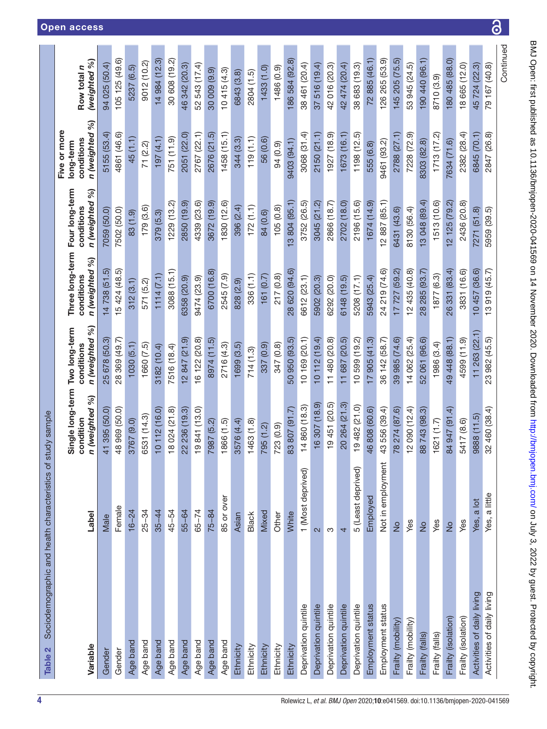Table 2 Sociodemographic and health characteristics of study sample

| Variable | Label | Single long-term condition n (weighted %) | Two long-term conditions n (weighted %) | Three long-term conditions n (weighted %) | Four long-term conditions n (weighted %) | Five or more long-term conditions n (weighted %) | Row total n (weighted %) |
|---|---|---|---|---|---|---|---|
| Gender | Male | 41 395 (50.0) | 25 678 (50.3) | 14 738 (51.5) | 7059 (50.0) | 5155 (53.4) | 94 025 (50.4) |
| Gender | Female | 48 969 (50.0) | 28 369 (49.7) | 15 424 (48.5) | 7502 (50.0) | 4861 (46.6) | 105 125 (49.6) |
| Age band | 16–24 | 3767 (9.0) | 1030 (5.1) | 312 (3.1) | 83 (1.9) | 45 (1.1) | 5237 (6.5) |
| Age band | 25–34 | 6531 (14.3) | 1660 (7.5) | 571 (5.2) | 179 (3.6) | 71 (2.2) | 9012 (10.2) |
| Age band | 35–44 | 10 112 (16.0) | 3182 (10.4) | 1114 (7.1) | 379 (5.3) | 197 (4.1) | 14 984 (12.3) |
| Age band | 45–54 | 18 024 (21.8) | 7516 (18.4) | 3088 (15.1) | 1229 (13.2) | 751 (11.9) | 30 608 (19.2) |
| Age band | 55–64 | 22 236 (19.3) | 12 847 (21.9) | 6358 (20.9) | 2850 (19.9) | 2051 (22.0) | 46 342 (20.3) |
| Age band | 65–74 | 19 841 (13.0) | 16 122 (20.8) | 9474 (23.9) | 4339 (23.6) | 2767 (22.1) | 52 543 (17.4) |
| Age band | 75–84 | 7987 (5.2) | 8974 (11.5) | 6700 (16.8) | 3672 (19.9) | 2676 (21.5) | 30 009 (9.9) |
| Age band | 85 or over | 1866 (1.5) | 2716 (4.3) | 2545 (7.9) | 1830 (12.6) | 1458 (15.1) | 10 415 (4.3) |
| Ethnicity | Asian | 3576 (4.4) | 1699 (3.5) | 828 (2.9) | 396 (2.4) | 344 (3.3) | 6843 (3.8) |
| Ethnicity | Black | 1463 (1.8) | 714 (1.3) | 336 (1.1) | 172 (1.1) | 119 (1.1) | 2804 (1.5) |
| Ethnicity | Mixed | 795 (1.2) | 337 (0.9) | 161 (0.7) | 84 (0.6) | 56 (0.6) | 1433 (1.0) |
| Ethnicity | Other | 723 (0.9) | 347 (0.8) | 217 (0.8) | 105 (0.8) | 94 (0.9) | 1486 (0.9) |
| Ethnicity | White | 83 807 (91.7) | 50 950 (93.5) | 28 620 (94.6) | 13 804 (95.1) | 9403 (94.1) | 186 584 (92.8) |
| Deprivation quintile | 1 (Most deprived) | 14 860 (18.3) | 10 169 (20.1) | 6612 (23.1) | 3752 (26.5) | 3068 (31.4) | 38 461 (20.4) |
| Deprivation quintile | 2 | 16 307 (18.9) | 10 112 (19.4) | 5902 (20.3) | 3045 (21.2) | 2150 (21.1) | 37 516 (19.4) |
| Deprivation quintile | 3 | 19 451 (20.5) | 11 480 (20.8) | 6292 (20.0) | 2866 (18.7) | 1927 (18.9) | 42 016 (20.3) |
| Deprivation quintile | 4 | 20 264 (21.3) | 11 687 (20.5) | 6148 (19.5) | 2702 (18.0) | 1673 (16.1) | 42 474 (20.4) |
| Deprivation quintile | 5 (Least deprived) | 19 482 (21.0) | 10 599 (19.2) | 5208 (17.1) | 2196 (15.6) | 1198 (12.5) | 38 683 (19.3) |
| Employment status | Employed | 46 808 (60.6) | 17 905 (41.3) | 5943 (25.4) | 1674 (14.9) | 555 (6.8) | 72 885 (46.1) |
| Employment status | Not in employment | 43 556 (39.4) | 36 142 (58.7) | 24 219 (74.6) | 12 887 (85.1) | 9461 (93.2) | 126 265 (53.9) |
| Frailty (mobility) | No | 78 274 (87.6) | 39 985 (74.6) | 17 727 (59.2) | 6431 (43.6) | 2788 (27.1) | 145 205 (75.5) |
| Frailty (mobility) | Yes | 12 090 (12.4) | 14 062 (25.4) | 12 435 (40.8) | 8130 (56.4) | 7228 (72.9) | 53 945 (24.5) |
| Frailty (falls) | No | 88 743 (98.3) | 52 061 (96.6) | 28 285 (93.7) | 13 048 (89.4) | 8303 (82.8) | 190 440 (96.1) |
| Frailty (falls) | Yes | 1621 (1.7) | 1986 (3.4) | 1877 (6.3) | 1513 (10.6) | 1713 (17.2) | 8710 (3.9) |
| Frailty (isolation) | No | 84 947 (91.4) | 49 448 (88.1) | 26 331 (83.4) | 12 125 (79.2) | 7634 (71.6) | 180 485 (88.0) |
| Frailty (isolation) | Yes | 5417 (8.6) | 4599 (11.9) | 3831 (16.6) | 2436 (20.8) | 2382 (28.4) | 18 665 (12.0) |
| Activities of daily living | Yes, a lot | 9888 (11.5) | 11 263 (22.1) | 10 457 (36.6) | 7271 (51.8) | 6845 (70.1) | 45 724 (22.3) |
| Activities of daily living | Yes, a little | 32 460 (38.4) | 23 982 (45.5) | 13 919 (45.7) | 5959 (39.5) | 2847 (26.8) | 79 167 (40.8) |

Continued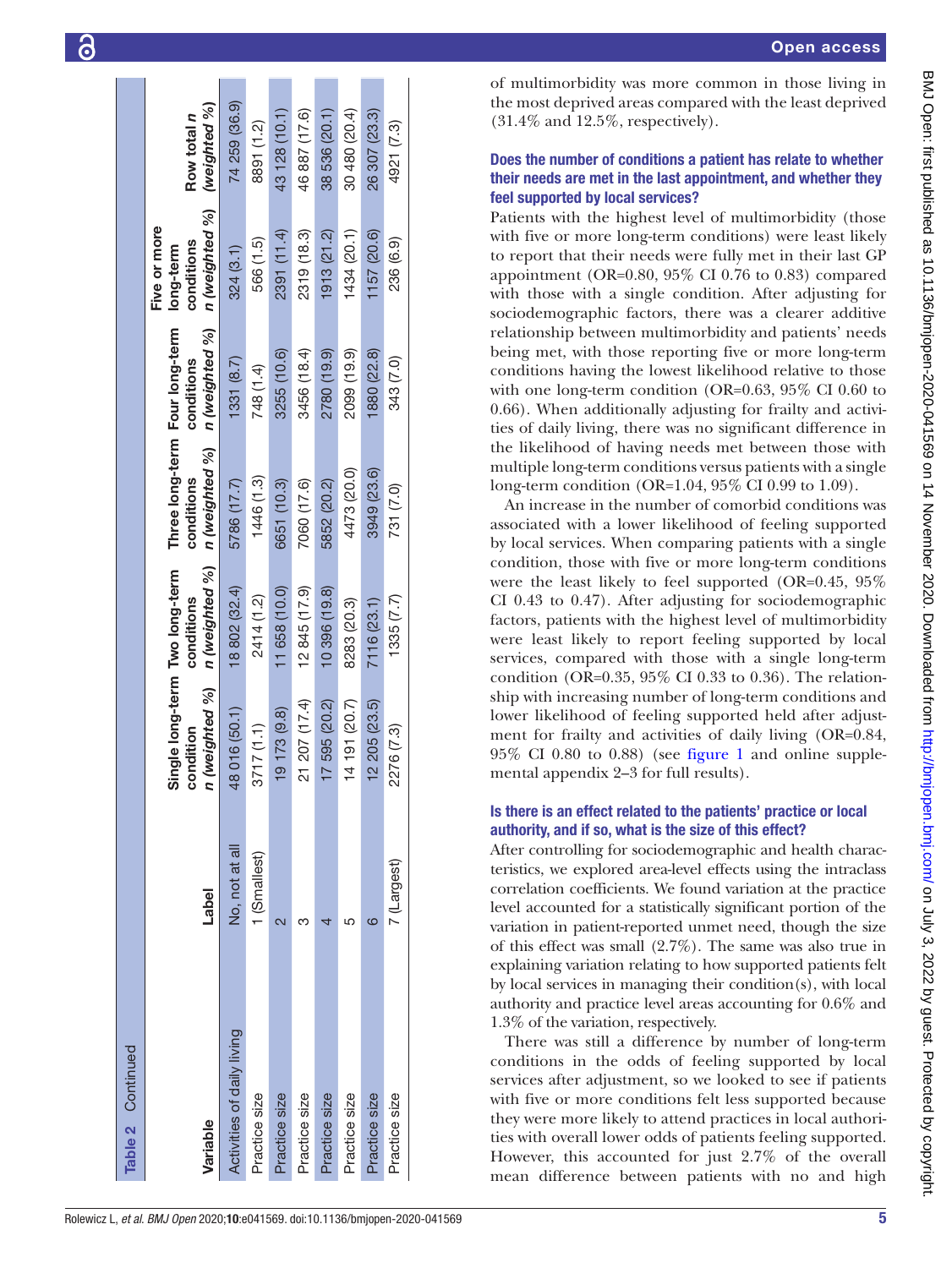**Table 2** Continued

| Variable | Label | Single long-term condition n (weighted %) | Two long-term conditions n (weighted %) | Three long-term conditions n (weighted %) | Four long-term conditions n (weighted %) | Five or more long-term conditions n (weighted %) | Row total n (weighted %) |
|---|---|---|---|---|---|---|---|
| Activities of daily living | No, not at all | 48 016 (50.1) | 18 802 (32.4) | 5786 (17.7) | 1331 (8.7) | 324 (3.1) | 74 259 (36.9) |
| Practice size | 1 (Smallest) | 3717 (1.1) | 2414 (1.2) | 1446 (1.3) | 748 (1.4) | 566 (1.5) | 8891 (1.2) |
| Practice size | 2 | 19 173 (9.8) | 11 658 (10.0) | 6651 (10.3) | 3255 (10.6) | 2391 (11.4) | 43 128 (10.1) |
| Practice size | 3 | 21 207 (17.4) | 12 845 (17.9) | 7060 (17.6) | 3456 (18.4) | 2319 (18.3) | 46 887 (17.6) |
| Practice size | 4 | 17 595 (20.2) | 10 396 (19.8) | 5852 (20.2) | 2780 (19.9) | 1913 (21.2) | 38 536 (20.1) |
| Practice size | 5 | 14 191 (20.7) | 8283 (20.3) | 4473 (20.0) | 2099 (19.9) | 1434 (20.1) | 30 480 (20.4) |
| Practice size | 6 | 12 205 (23.5) | 7116 (23.1) | 3949 (23.6) | 1880 (22.8) | 1157 (20.6) | 26 307 (23.3) |
| Practice size | 7 (Largest) | 2276 (7.3) | 1335 (7.7) | 731 (7.0) | 343 (7.0) | 236 (6.9) | 4921 (7.3) |

of multimorbidity was more common in those living in the most deprived areas compared with the least deprived (31.4% and 12.5%, respectively).

### Does the number of conditions a patient has relate to whether their needs are met in the last appointment, and whether they feel supported by local services?

Patients with the highest level of multimorbidity (those with five or more long-term conditions) were least likely to report that their needs were fully met in their last GP appointment (OR=0.80, 95% CI 0.76 to 0.83) compared with those with a single condition. After adjusting for sociodemographic factors, there was a clearer additive relationship between multimorbidity and patients' needs being met, with those reporting five or more long-term conditions having the lowest likelihood relative to those with one long-term condition (OR=0.63, 95% CI 0.60 to 0.66). When additionally adjusting for frailty and activities of daily living, there was no significant difference in the likelihood of having needs met between those with multiple long-term conditions versus patients with a single long-term condition (OR=1.04, 95% CI 0.99 to 1.09).

An increase in the number of comorbid conditions was associated with a lower likelihood of feeling supported by local services. When comparing patients with a single condition, those with five or more long-term conditions were the least likely to feel supported (OR=0.45, 95% CI 0.43 to 0.47). After adjusting for sociodemographic factors, patients with the highest level of multimorbidity were least likely to report feeling supported by local services, compared with those with a single long-term condition (OR=0.35, 95% CI 0.33 to 0.36). The relationship with increasing number of long-term conditions and lower likelihood of feeling supported held after adjustment for frailty and activities of daily living (OR=0.84, 95% CI 0.80 to 0.88) (see figure 1 and online supplemental appendix 2–3 for full results).

### Is there is an effect related to the patients' practice or local authority, and if so, what is the size of this effect?

After controlling for sociodemographic and health characteristics, we explored area-level effects using the intraclass correlation coefficients. We found variation at the practice level accounted for a statistically significant portion of the variation in patient-reported unmet need, though the size of this effect was small (2.7%). The same was also true in explaining variation relating to how supported patients felt by local services in managing their condition(s), with local authority and practice level areas accounting for 0.6% and 1.3% of the variation, respectively.

There was still a difference by number of long-term conditions in the odds of feeling supported by local services after adjustment, so we looked to see if patients with five or more conditions felt less supported because they were more likely to attend practices in local authorities with overall lower odds of patients feeling supported. However, this accounted for just 2.7% of the overall mean difference between patients with no and high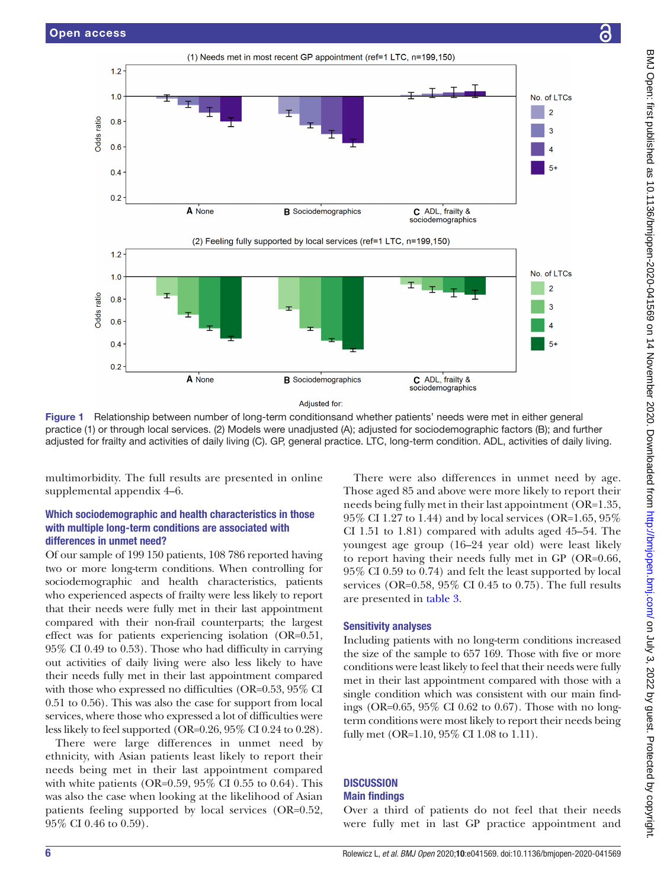Figure 1 Relationship between number of long-term conditionsand whether patients' needs were met in either general practice (1) or through local services. (2) Models were unadjusted (A); adjusted for sociodemographic factors (B); and further adjusted for frailty and activities of daily living (C). GP, general practice. LTC, long-term condition. ADL, activities of daily living.

multimorbidity. The full results are presented in online supplemental appendix 4–6.

### Which sociodemographic and health characteristics in those with multiple long-term conditions are associated with differences in unmet need?

Of our sample of 199 150 patients, 108 786 reported having two or more long-term conditions. When controlling for sociodemographic and health characteristics, patients who experienced aspects of frailty were less likely to report that their needs were fully met in their last appointment compared with their non-frail counterparts; the largest effect was for patients experiencing isolation (OR=0.51, 95% CI 0.49 to 0.53). Those who had difficulty in carrying out activities of daily living were also less likely to have their needs fully met in their last appointment compared with those who expressed no difficulties (OR=0.53, 95% CI 0.51 to 0.56). This was also the case for support from local services, where those who expressed a lot of difficulties were less likely to feel supported (OR=0.26, 95% CI 0.24 to 0.28).

There were large differences in unmet need by ethnicity, with Asian patients least likely to report their needs being met in their last appointment compared with white patients (OR=0.59, 95% CI 0.55 to 0.64). This was also the case when looking at the likelihood of Asian patients feeling supported by local services (OR=0.52, 95% CI 0.46 to 0.59).

There were also differences in unmet need by age. Those aged 85 and above were more likely to report their needs being fully met in their last appointment (OR=1.35, 95% CI 1.27 to 1.44) and by local services (OR=1.65, 95% CI 1.51 to 1.81) compared with adults aged 45–54. The youngest age group (16–24 year old) were least likely to report having their needs fully met in GP (OR=0.66, 95% CI 0.59 to 0.74) and felt the least supported by local services (OR=0.58, 95% CI 0.45 to 0.75). The full results are presented in table 3.

### Sensitivity analyses

Including patients with no long-term conditions increased the size of the sample to 657 169. Those with five or more conditions were least likely to feel that their needs were fully met in their last appointment compared with those with a single condition which was consistent with our main findings (OR=0.65, 95% CI 0.62 to 0.67). Those with no long-term conditions were most likely to report their needs being fully met (OR=1.10, 95% CI 1.08 to 1.11).

## DISCUSSION

### Main findings

Over a third of patients do not feel that their needs were fully met in last GP practice appointment and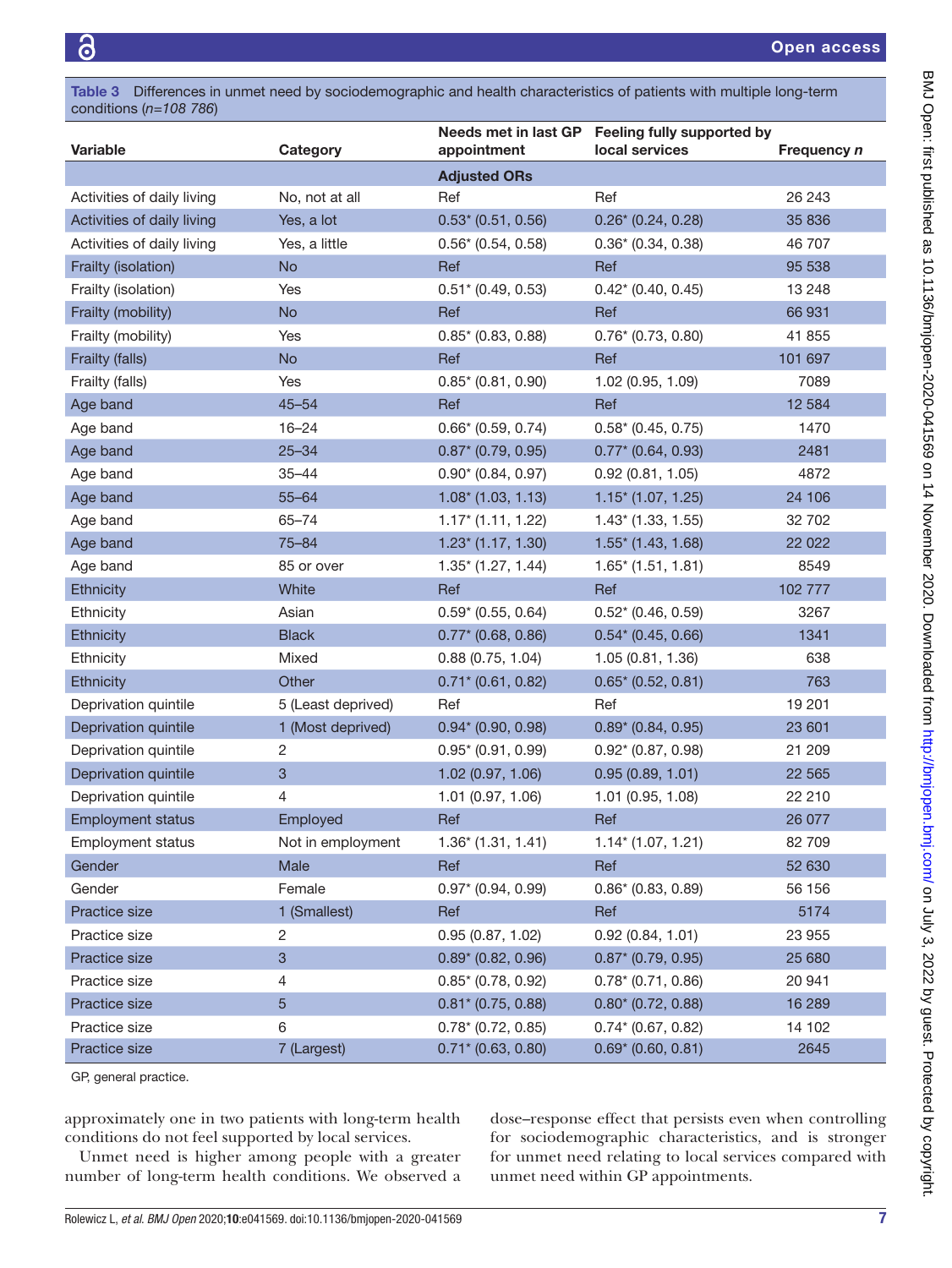**Table 3** Differences in unmet need by sociodemographic and health characteristics of patients with multiple long-term conditions (*n=108 786*)

| Variable | Category | Needs met in last GP appointment | Feeling fully supported by local services | Frequency *n* |
|---|---|---|---|---|
| | | **Adjusted ORs** | | |
| Activities of daily living | No, not at all | Ref | Ref | 26 243 |
| Activities of daily living | Yes, a lot | 0.53* (0.51, 0.56) | 0.26* (0.24, 0.28) | 35 836 |
| Activities of daily living | Yes, a little | 0.56* (0.54, 0.58) | 0.36* (0.34, 0.38) | 46 707 |
| Frailty (isolation) | No | Ref | Ref | 95 538 |
| Frailty (isolation) | Yes | 0.51* (0.49, 0.53) | 0.42* (0.40, 0.45) | 13 248 |
| Frailty (mobility) | No | Ref | Ref | 66 931 |
| Frailty (mobility) | Yes | 0.85* (0.83, 0.88) | 0.76* (0.73, 0.80) | 41 855 |
| Frailty (falls) | No | Ref | Ref | 101 697 |
| Frailty (falls) | Yes | 0.85* (0.81, 0.90) | 1.02 (0.95, 1.09) | 7089 |
| Age band | 45–54 | Ref | Ref | 12 584 |
| Age band | 16–24 | 0.66* (0.59, 0.74) | 0.58* (0.45, 0.75) | 1470 |
| Age band | 25–34 | 0.87* (0.79, 0.95) | 0.77* (0.64, 0.93) | 2481 |
| Age band | 35–44 | 0.90* (0.84, 0.97) | 0.92 (0.81, 1.05) | 4872 |
| Age band | 55–64 | 1.08* (1.03, 1.13) | 1.15* (1.07, 1.25) | 24 106 |
| Age band | 65–74 | 1.17* (1.11, 1.22) | 1.43* (1.33, 1.55) | 32 702 |
| Age band | 75–84 | 1.23* (1.17, 1.30) | 1.55* (1.43, 1.68) | 22 022 |
| Age band | 85 or over | 1.35* (1.27, 1.44) | 1.65* (1.51, 1.81) | 8549 |
| Ethnicity | White | Ref | Ref | 102 777 |
| Ethnicity | Asian | 0.59* (0.55, 0.64) | 0.52* (0.46, 0.59) | 3267 |
| Ethnicity | Black | 0.77* (0.68, 0.86) | 0.54* (0.45, 0.66) | 1341 |
| Ethnicity | Mixed | 0.88 (0.75, 1.04) | 1.05 (0.81, 1.36) | 638 |
| Ethnicity | Other | 0.71* (0.61, 0.82) | 0.65* (0.52, 0.81) | 763 |
| Deprivation quintile | 5 (Least deprived) | Ref | Ref | 19 201 |
| Deprivation quintile | 1 (Most deprived) | 0.94* (0.90, 0.98) | 0.89* (0.84, 0.95) | 23 601 |
| Deprivation quintile | 2 | 0.95* (0.91, 0.99) | 0.92* (0.87, 0.98) | 21 209 |
| Deprivation quintile | 3 | 1.02 (0.97, 1.06) | 0.95 (0.89, 1.01) | 22 565 |
| Deprivation quintile | 4 | 1.01 (0.97, 1.06) | 1.01 (0.95, 1.08) | 22 210 |
| Employment status | Employed | Ref | Ref | 26 077 |
| Employment status | Not in employment | 1.36* (1.31, 1.41) | 1.14* (1.07, 1.21) | 82 709 |
| Gender | Male | Ref | Ref | 52 630 |
| Gender | Female | 0.97* (0.94, 0.99) | 0.86* (0.83, 0.89) | 56 156 |
| Practice size | 1 (Smallest) | Ref | Ref | 5174 |
| Practice size | 2 | 0.95 (0.87, 1.02) | 0.92 (0.84, 1.01) | 23 955 |
| Practice size | 3 | 0.89* (0.82, 0.96) | 0.87* (0.79, 0.95) | 25 680 |
| Practice size | 4 | 0.85* (0.78, 0.92) | 0.78* (0.71, 0.86) | 20 941 |
| Practice size | 5 | 0.81* (0.75, 0.88) | 0.80* (0.72, 0.88) | 16 289 |
| Practice size | 6 | 0.78* (0.72, 0.85) | 0.74* (0.67, 0.82) | 14 102 |
| Practice size | 7 (Largest) | 0.71* (0.63, 0.80) | 0.69* (0.60, 0.81) | 2645 |

GP, general practice.

approximately one in two patients with long-term health conditions do not feel supported by local services.

Unmet need is higher among people with a greater number of long-term health conditions. We observed a dose–response effect that persists even when controlling for sociodemographic characteristics, and is stronger for unmet need relating to local services compared with unmet need within GP appointments.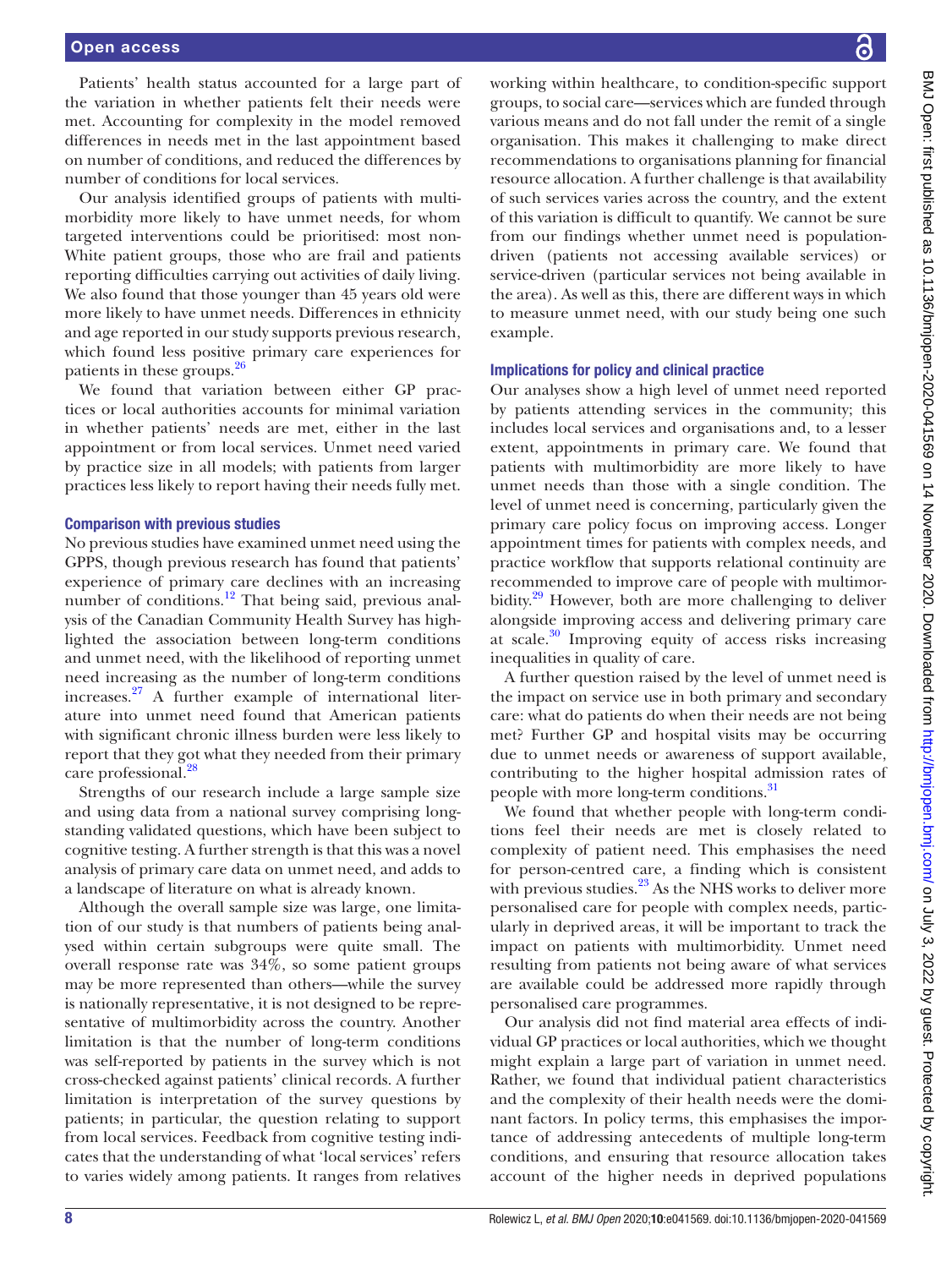Patients' health status accounted for a large part of the variation in whether patients felt their needs were met. Accounting for complexity in the model removed differences in needs met in the last appointment based on number of conditions, and reduced the differences by number of conditions for local services.

Our analysis identified groups of patients with multimorbidity more likely to have unmet needs, for whom targeted interventions could be prioritised: most non-White patient groups, those who are frail and patients reporting difficulties carrying out activities of daily living. We also found that those younger than 45 years old were more likely to have unmet needs. Differences in ethnicity and age reported in our study supports previous research, which found less positive primary care experiences for patients in these groups.[26]

We found that variation between either GP practices or local authorities accounts for minimal variation in whether patients' needs are met, either in the last appointment or from local services. Unmet need varied by practice size in all models; with patients from larger practices less likely to report having their needs fully met.

### Comparison with previous studies

No previous studies have examined unmet need using the GPPS, though previous research has found that patients' experience of primary care declines with an increasing number of conditions.[12] That being said, previous analysis of the Canadian Community Health Survey has highlighted the association between long-term conditions and unmet need, with the likelihood of reporting unmet need increasing as the number of long-term conditions increases.[27] A further example of international literature into unmet need found that American patients with significant chronic illness burden were less likely to report that they got what they needed from their primary care professional.[28]

Strengths of our research include a large sample size and using data from a national survey comprising long-standing validated questions, which have been subject to cognitive testing. A further strength is that this was a novel analysis of primary care data on unmet need, and adds to a landscape of literature on what is already known.

Although the overall sample size was large, one limitation of our study is that numbers of patients being analysed within certain subgroups were quite small. The overall response rate was 34%, so some patient groups may be more represented than others—while the survey is nationally representative, it is not designed to be representative of multimorbidity across the country. Another limitation is that the number of long-term conditions was self-reported by patients in the survey which is not cross-checked against patients' clinical records. A further limitation is interpretation of the survey questions by patients; in particular, the question relating to support from local services. Feedback from cognitive testing indicates that the understanding of what 'local services' refers to varies widely among patients. It ranges from relatives working within healthcare, to condition-specific support groups, to social care—services which are funded through various means and do not fall under the remit of a single organisation. This makes it challenging to make direct recommendations to organisations planning for financial resource allocation. A further challenge is that availability of such services varies across the country, and the extent of this variation is difficult to quantify. We cannot be sure from our findings whether unmet need is population-driven (patients not accessing available services) or service-driven (particular services not being available in the area). As well as this, there are different ways in which to measure unmet need, with our study being one such example.

### Implications for policy and clinical practice

Our analyses show a high level of unmet need reported by patients attending services in the community; this includes local services and organisations and, to a lesser extent, appointments in primary care. We found that patients with multimorbidity are more likely to have unmet needs than those with a single condition. The level of unmet need is concerning, particularly given the primary care policy focus on improving access. Longer appointment times for patients with complex needs, and practice workflow that supports relational continuity are recommended to improve care of people with multimorbidity.[29] However, both are more challenging to deliver alongside improving access and delivering primary care at scale.[30] Improving equity of access risks increasing inequalities in quality of care.

A further question raised by the level of unmet need is the impact on service use in both primary and secondary care: what do patients do when their needs are not being met? Further GP and hospital visits may be occurring due to unmet needs or awareness of support available, contributing to the higher hospital admission rates of people with more long-term conditions.[31]

We found that whether people with long-term conditions feel their needs are met is closely related to complexity of patient need. This emphasises the need for person-centred care, a finding which is consistent with previous studies.[23] As the NHS works to deliver more personalised care for people with complex needs, particularly in deprived areas, it will be important to track the impact on patients with multimorbidity. Unmet need resulting from patients not being aware of what services are available could be addressed more rapidly through personalised care programmes.

Our analysis did not find material area effects of individual GP practices or local authorities, which we thought might explain a large part of variation in unmet need. Rather, we found that individual patient characteristics and the complexity of their health needs were the dominant factors. In policy terms, this emphasises the importance of addressing antecedents of multiple long-term conditions, and ensuring that resource allocation takes account of the higher needs in deprived populations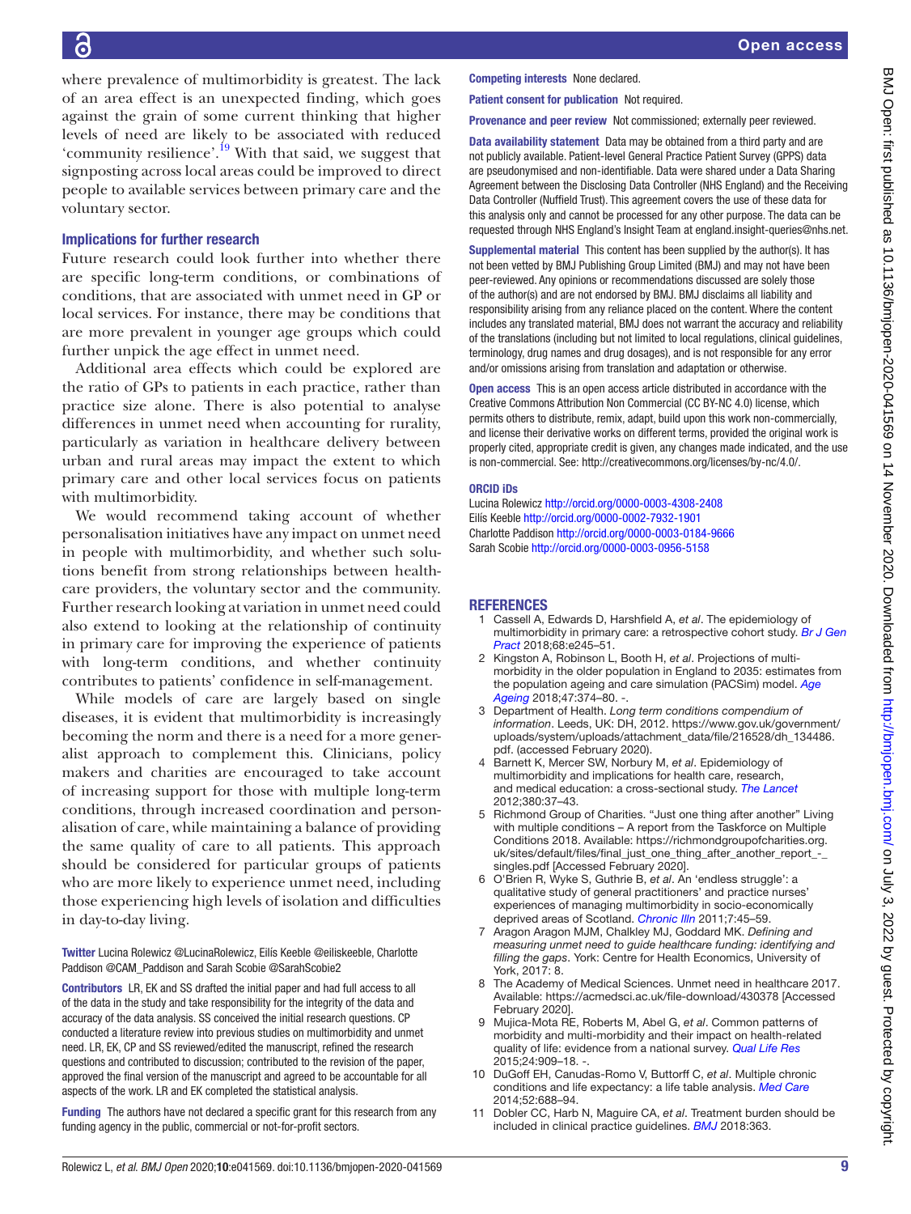where prevalence of multimorbidity is greatest. The lack of an area effect is an unexpected finding, which goes against the grain of some current thinking that higher levels of need are likely to be associated with reduced 'community resilience'.[19] With that said, we suggest that signposting across local areas could be improved to direct people to available services between primary care and the voluntary sector.

### Implications for further research

Future research could look further into whether there are specific long-term conditions, or combinations of conditions, that are associated with unmet need in GP or local services. For instance, there may be conditions that are more prevalent in younger age groups which could further unpick the age effect in unmet need.

Additional area effects which could be explored are the ratio of GPs to patients in each practice, rather than practice size alone. There is also potential to analyse differences in unmet need when accounting for rurality, particularly as variation in healthcare delivery between urban and rural areas may impact the extent to which primary care and other local services focus on patients with multimorbidity.

We would recommend taking account of whether personalisation initiatives have any impact on unmet need in people with multimorbidity, and whether such solutions benefit from strong relationships between healthcare providers, the voluntary sector and the community. Further research looking at variation in unmet need could also extend to looking at the relationship of continuity in primary care for improving the experience of patients with long-term conditions, and whether continuity contributes to patients' confidence in self-management.

While models of care are largely based on single diseases, it is evident that multimorbidity is increasingly becoming the norm and there is a need for a more generalist approach to complement this. Clinicians, policy makers and charities are encouraged to take account of increasing support for those with multiple long-term conditions, through increased coordination and personalisation of care, while maintaining a balance of providing the same quality of care to all patients. This approach should be considered for particular groups of patients who are more likely to experience unmet need, including those experiencing high levels of isolation and difficulties in day-to-day living.

**Twitter** Lucina Rolewicz @LucinaRolewicz, Eilís Keeble @eiliskeeble, Charlotte Paddison @CAM_Paddison and Sarah Scobie @SarahScobie2

**Contributors** LR, EK and SS drafted the initial paper and had full access to all of the data in the study and take responsibility for the integrity of the data and accuracy of the data analysis. SS conceived the initial research questions. CP conducted a literature review into previous studies on multimorbidity and unmet need. LR, EK, CP and SS reviewed/edited the manuscript, refined the research questions and contributed to discussion; contributed to the revision of the paper, approved the final version of the manuscript and agreed to be accountable for all aspects of the work. LR and EK completed the statistical analysis.

**Funding** The authors have not declared a specific grant for this research from any funding agency in the public, commercial or not-for-profit sectors.

**Competing interests** None declared.

**Patient consent for publication** Not required.

**Provenance and peer review** Not commissioned; externally peer reviewed.

**Data availability statement** Data may be obtained from a third party and are not publicly available. Patient-level General Practice Patient Survey (GPPS) data are pseudonymised and non-identifiable. Data were shared under a Data Sharing Agreement between the Disclosing Data Controller (NHS England) and the Receiving Data Controller (Nuffield Trust). This agreement covers the use of these data for this analysis only and cannot be processed for any other purpose. The data can be requested through NHS England's Insight Team at england.insight-queries@nhs.net.

**Supplemental material** This content has been supplied by the author(s). It has not been vetted by BMJ Publishing Group Limited (BMJ) and may not have been peer-reviewed. Any opinions or recommendations discussed are solely those of the author(s) and are not endorsed by BMJ. BMJ disclaims all liability and responsibility arising from any reliance placed on the content. Where the content includes any translated material, BMJ does not warrant the accuracy and reliability of the translations (including but not limited to local regulations, clinical guidelines, terminology, drug names and drug dosages), and is not responsible for any error and/or omissions arising from translation and adaptation or otherwise.

**Open access** This is an open access article distributed in accordance with the Creative Commons Attribution Non Commercial (CC BY-NC 4.0) license, which permits others to distribute, remix, adapt, build upon this work non-commercially, and license their derivative works on different terms, provided the original work is properly cited, appropriate credit is given, any changes made indicated, and the use is non-commercial. See: http://creativecommons.org/licenses/by-nc/4.0/.

**ORCID iDs**
Lucina Rolewicz http://orcid.org/0000-0003-4308-2408
Eilís Keeble http://orcid.org/0000-0002-7932-1901
Charlotte Paddison http://orcid.org/0000-0003-0184-9666
Sarah Scobie http://orcid.org/0000-0003-0956-5158

## REFERENCES

1. Cassell A, Edwards D, Harshfield A, *et al*. The epidemiology of multimorbidity in primary care: a retrospective cohort study. *Br J Gen Pract* 2018;68:e245–51.
2. Kingston A, Robinson L, Booth H, *et al*. Projections of multi-morbidity in the older population in England to 2035: estimates from the population ageing and care simulation (PACSim) model. *Age Ageing* 2018;47:374–80. -.
3. Department of Health. *Long term conditions compendium of information*. Leeds, UK: DH, 2012. https://www.gov.uk/government/uploads/system/uploads/attachment_data/file/216528/dh_134486.pdf. (accessed February 2020).
4. Barnett K, Mercer SW, Norbury M, *et al*. Epidemiology of multimorbidity and implications for health care, research, and medical education: a cross-sectional study. *The Lancet* 2012;380:37–43.
5. Richmond Group of Charities. "Just one thing after another" Living with multiple conditions – A report from the Taskforce on Multiple Conditions 2018. Available: https://richmondgroupofcharities.org.uk/sites/default/files/final_just_one_thing_after_another_report_-_singles.pdf [Accessed February 2020].
6. O'Brien R, Wyke S, Guthrie B, *et al*. An 'endless struggle': a qualitative study of general practitioners' and practice nurses' experiences of managing multimorbidity in socio-economically deprived areas of Scotland. *Chronic Illn* 2011;7:45–59.
7. Aragon Aragon MJM, Chalkley MJ, Goddard MK. *Defining and measuring unmet need to guide healthcare funding: identifying and filling the gaps*. York: Centre for Health Economics, University of York, 2017: 8.
8. The Academy of Medical Sciences. Unmet need in healthcare 2017. Available: https://acmedsci.ac.uk/file-download/430378 [Accessed February 2020].
9. Mujica-Mota RE, Roberts M, Abel G, *et al*. Common patterns of morbidity and multi-morbidity and their impact on health-related quality of life: evidence from a national survey. *Qual Life Res* 2015;24:909–18. -.
10. DuGoff EH, Canudas-Romo V, Buttorff C, *et al*. Multiple chronic conditions and life expectancy: a life table analysis. *Med Care* 2014;52:688–94.
11. Dobler CC, Harb N, Maguire CA, *et al*. Treatment burden should be included in clinical practice guidelines. *BMJ* 2018:363.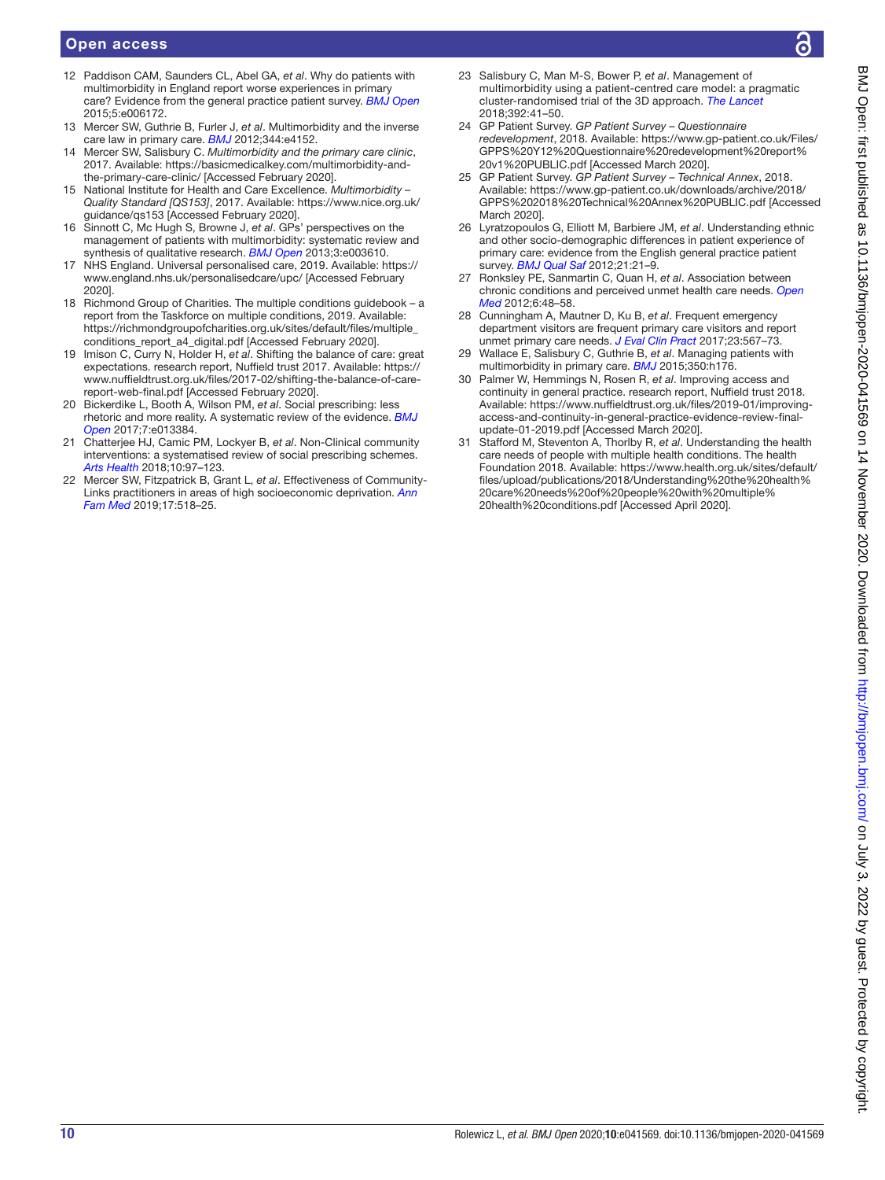12 Paddison CAM, Saunders CL, Abel GA, *et al*. Why do patients with multimorbidity in England report worse experiences in primary care? Evidence from the general practice patient survey. *BMJ Open* 2015;5:e006172.

13 Mercer SW, Guthrie B, Furler J, *et al*. Multimorbidity and the inverse care law in primary care. *BMJ* 2012;344:e4152.

14 Mercer SW, Salisbury C. *Multimorbidity and the primary care clinic*, 2017. Available: https://basicmedicalkey.com/multimorbidity-and-the-primary-care-clinic/ [Accessed February 2020].

15 National Institute for Health and Care Excellence. *Multimorbidity – Quality Standard [QS153]*, 2017. Available: https://www.nice.org.uk/guidance/qs153 [Accessed February 2020].

16 Sinnott C, Mc Hugh S, Browne J, *et al*. GPs' perspectives on the management of patients with multimorbidity: systematic review and synthesis of qualitative research. *BMJ Open* 2013;3:e003610.

17 NHS England. Universal personalised care, 2019. Available: https://www.england.nhs.uk/personalisedcare/upc/ [Accessed February 2020].

18 Richmond Group of Charities. The multiple conditions guidebook – a report from the Taskforce on multiple conditions, 2019. Available: https://richmondgroupofcharities.org.uk/sites/default/files/multiple_conditions_report_a4_digital.pdf [Accessed February 2020].

19 Imison C, Curry N, Holder H, *et al*. Shifting the balance of care: great expectations. research report, Nuffield trust 2017. Available: https://www.nuffieldtrust.org.uk/files/2017-02/shifting-the-balance-of-care-report-web-final.pdf [Accessed February 2020].

20 Bickerdike L, Booth A, Wilson PM, *et al*. Social prescribing: less rhetoric and more reality. A systematic review of the evidence. *BMJ Open* 2017;7:e013384.

21 Chatterjee HJ, Camic PM, Lockyer B, *et al*. Non-Clinical community interventions: a systematised review of social prescribing schemes. *Arts Health* 2018;10:97–123.

22 Mercer SW, Fitzpatrick B, Grant L, *et al*. Effectiveness of Community-Links practitioners in areas of high socioeconomic deprivation. *Ann Fam Med* 2019;17:518–25.

23 Salisbury C, Man M-S, Bower P, *et al*. Management of multimorbidity using a patient-centred care model: a pragmatic cluster-randomised trial of the 3D approach. *The Lancet* 2018;392:41–50.

24 GP Patient Survey. *GP Patient Survey – Questionnaire redevelopment*, 2018. Available: https://www.gp-patient.co.uk/Files/GPPS%20Y12%20Questionnaire%20redevelopment%20report%20v1%20PUBLIC.pdf [Accessed March 2020].

25 GP Patient Survey. *GP Patient Survey – Technical Annex*, 2018. Available: https://www.gp-patient.co.uk/downloads/archive/2018/GPPS%202018%20Technical%20Annex%20PUBLIC.pdf [Accessed March 2020].

26 Lyratzopoulos G, Elliott M, Barbiere JM, *et al*. Understanding ethnic and other socio-demographic differences in patient experience of primary care: evidence from the English general practice patient survey. *BMJ Qual Saf* 2012;21:21–9.

27 Ronksley PE, Sanmartin C, Quan H, *et al*. Association between chronic conditions and perceived unmet health care needs. *Open Med* 2012;6:48–58.

28 Cunningham A, Mautner D, Ku B, *et al*. Frequent emergency department visitors are frequent primary care visitors and report unmet primary care needs. *J Eval Clin Pract* 2017;23:567–73.

29 Wallace E, Salisbury C, Guthrie B, *et al*. Managing patients with multimorbidity in primary care. *BMJ* 2015;350:h176.

30 Palmer W, Hemmings N, Rosen R, *et al*. Improving access and continuity in general practice. research report, Nuffield trust 2018. Available: https://www.nuffieldtrust.org.uk/files/2019-01/improving-access-and-continuity-in-general-practice-evidence-review-final-update-01-2019.pdf [Accessed March 2020].

31 Stafford M, Steventon A, Thorlby R, *et al*. Understanding the health care needs of people with multiple health conditions. The health Foundation 2018. Available: https://www.health.org.uk/sites/default/files/upload/publications/2018/Understanding%20the%20health%20care%20needs%20of%20people%20with%20multiple%20health%20conditions.pdf [Accessed April 2020].